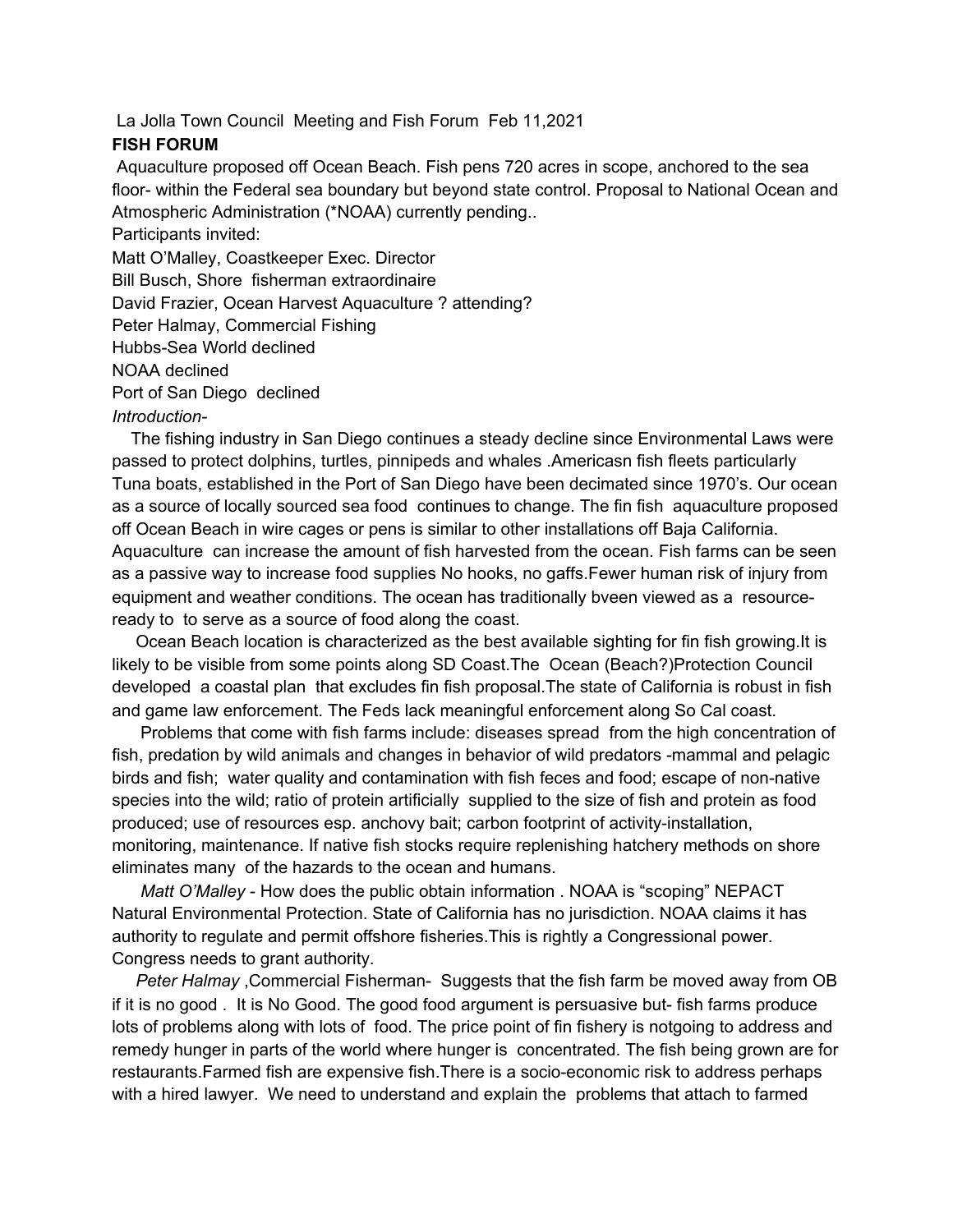La Jolla Town Council Meeting and Fish Forum Feb 11,2021

**FISH FORUM**

Aquaculture proposed off Ocean Beach. Fish pens 720 acres in scope, anchored to the sea floor- within the Federal sea boundary but beyond state control. Proposal to National Ocean and Atmospheric Administration (*NOAA) currently pending..

Participants invited:

Matt O'Malley, Coastkeeper Exec. Director
Bill Busch, Shore fisherman extraordinaire
David Frazier, Ocean Harvest Aquaculture ? attending?
Peter Halmay, Commercial Fishing
Hubbs-Sea World declined
NOAA declined
Port of San Diego declined

*Introduction-*

The fishing industry in San Diego continues a steady decline since Environmental Laws were passed to protect dolphins, turtles, pinnipeds and whales .Americasn fish fleets particularly Tuna boats, established in the Port of San Diego have been decimated since 1970's. Our ocean as a source of locally sourced sea food continues to change. The fin fish aquaculture proposed off Ocean Beach in wire cages or pens is similar to other installations off Baja California. Aquaculture can increase the amount of fish harvested from the ocean. Fish farms can be seen as a passive way to increase food supplies No hooks, no gaffs.Fewer human risk of injury from equipment and weather conditions. The ocean has traditionally bveen viewed as a resource- ready to to serve as a source of food along the coast.

Ocean Beach location is characterized as the best available sighting for fin fish growing.It is likely to be visible from some points along SD Coast.The Ocean (Beach?)Protection Council developed a coastal plan that excludes fin fish proposal.The state of California is robust in fish and game law enforcement. The Feds lack meaningful enforcement along So Cal coast.

Problems that come with fish farms include: diseases spread from the high concentration of fish, predation by wild animals and changes in behavior of wild predators -mammal and pelagic birds and fish; water quality and contamination with fish feces and food; escape of non-native species into the wild; ratio of protein artificially supplied to the size of fish and protein as food produced; use of resources esp. anchovy bait; carbon footprint of activity-installation, monitoring, maintenance. If native fish stocks require replenishing hatchery methods on shore eliminates many of the hazards to the ocean and humans.

*Matt O'Malley* - How does the public obtain information . NOAA is "scoping" NEPACT Natural Environmental Protection. State of California has no jurisdiction. NOAA claims it has authority to regulate and permit offshore fisheries.This is rightly a Congressional power. Congress needs to grant authority.

*Peter Halmay* ,Commercial Fisherman- Suggests that the fish farm be moved away from OB if it is no good . It is No Good. The good food argument is persuasive but- fish farms produce lots of problems along with lots of food. The price point of fin fishery is notgoing to address and remedy hunger in parts of the world where hunger is concentrated. The fish being grown are for restaurants.Farmed fish are expensive fish.There is a socio-economic risk to address perhaps with a hired lawyer. We need to understand and explain the problems that attach to farmed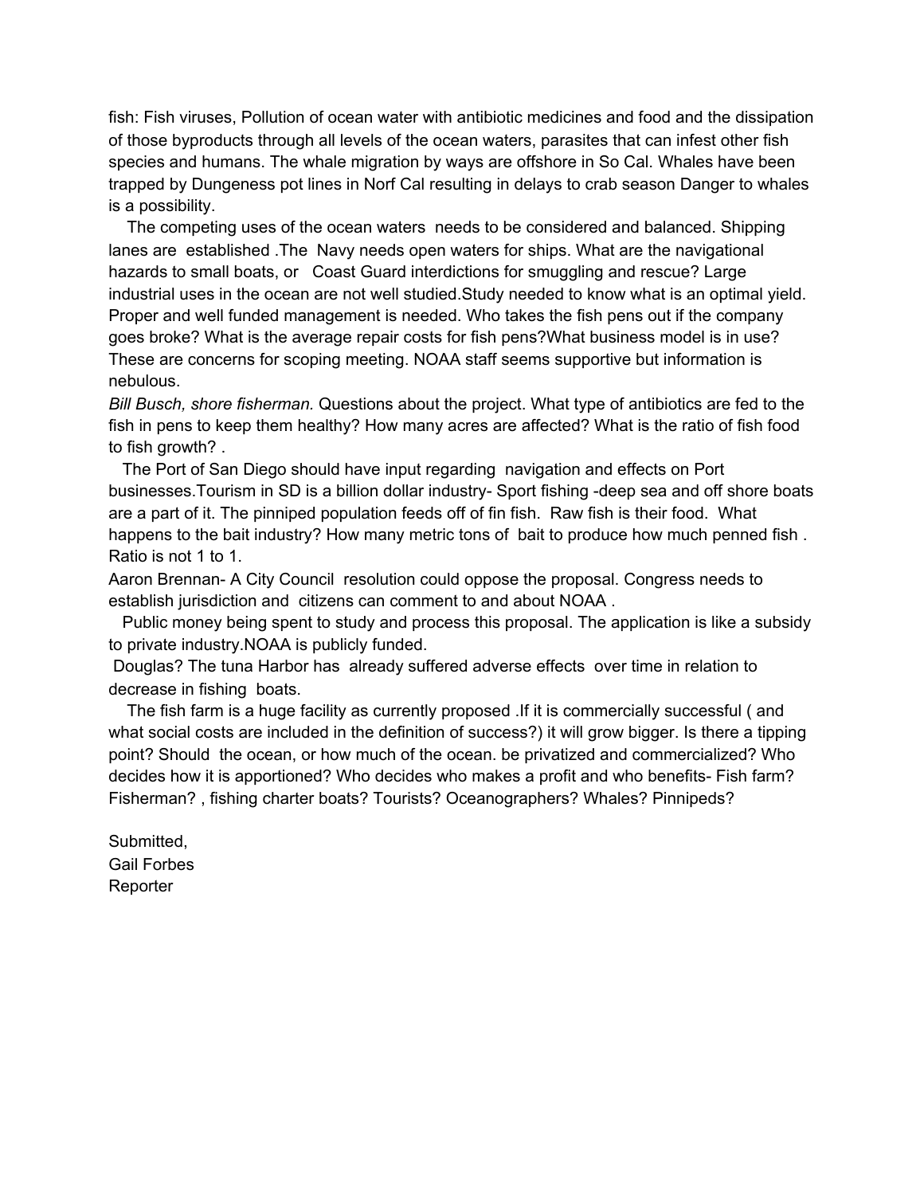fish: Fish viruses, Pollution of ocean water with antibiotic medicines and food and the dissipation of those byproducts through all levels of the ocean waters, parasites that can infest other fish species and humans. The whale migration by ways are offshore in So Cal. Whales have been trapped by Dungeness pot lines in Norf Cal resulting in delays to crab season Danger to whales is a possibility.

The competing uses of the ocean waters needs to be considered and balanced. Shipping lanes are established .The Navy needs open waters for ships. What are the navigational hazards to small boats, or Coast Guard interdictions for smuggling and rescue? Large industrial uses in the ocean are not well studied.Study needed to know what is an optimal yield. Proper and well funded management is needed. Who takes the fish pens out if the company goes broke? What is the average repair costs for fish pens?What business model is in use? These are concerns for scoping meeting. NOAA staff seems supportive but information is nebulous.

*Bill Busch, shore fisherman.* Questions about the project. What type of antibiotics are fed to the fish in pens to keep them healthy? How many acres are affected? What is the ratio of fish food to fish growth? .

The Port of San Diego should have input regarding navigation and effects on Port businesses.Tourism in SD is a billion dollar industry- Sport fishing -deep sea and off shore boats are a part of it. The pinniped population feeds off of fin fish. Raw fish is their food. What happens to the bait industry? How many metric tons of bait to produce how much penned fish . Ratio is not 1 to 1.

Aaron Brennan- A City Council resolution could oppose the proposal. Congress needs to establish jurisdiction and citizens can comment to and about NOAA .

Public money being spent to study and process this proposal. The application is like a subsidy to private industry.NOAA is publicly funded.

Douglas? The tuna Harbor has already suffered adverse effects over time in relation to decrease in fishing boats.

The fish farm is a huge facility as currently proposed .If it is commercially successful ( and what social costs are included in the definition of success?) it will grow bigger. Is there a tipping point? Should the ocean, or how much of the ocean. be privatized and commercialized? Who decides how it is apportioned? Who decides who makes a profit and who benefits- Fish farm? Fisherman? , fishing charter boats? Tourists? Oceanographers? Whales? Pinnipeds?

Submitted,  
Gail Forbes  
Reporter